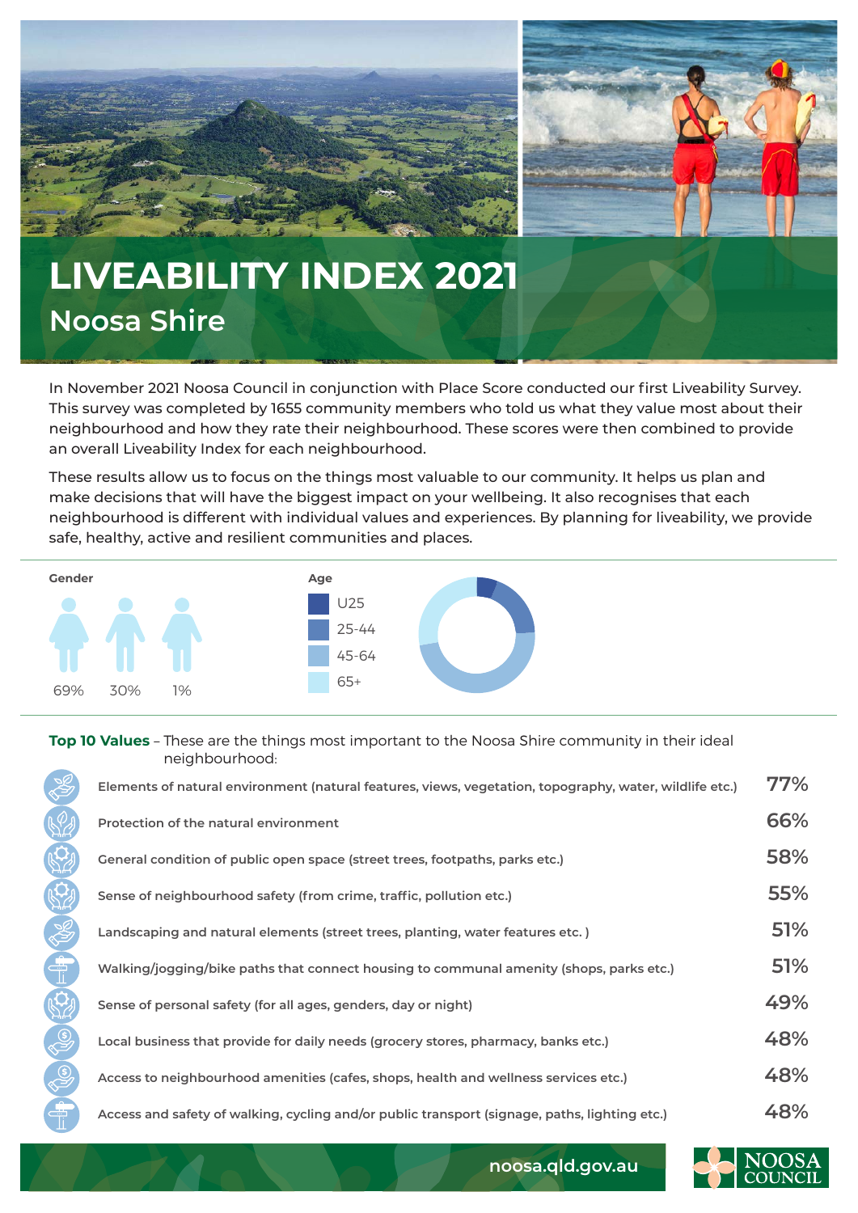# LIVEABILITY INDEX 2021

## Noosa Shire

In November 2021 Noosa Council in conjunction with Place Score conducted our first Liveability Survey. This survey was completed by 1655 community members who told us what they value most about their neighbourhood and how they rate their neighbourhood. These scores were then combined to provide an overall Liveability Index for each neighbourhood.

These results allow us to focus on the things most valuable to our community. It helps us plan and make decisions that will have the biggest impact on your wellbeing. It also recognises that each neighbourhood is different with individual values and experiences. By planning for liveability, we provide safe, healthy, active and resilient communities and places.

**Gender**

69% 30% 1%

**Age**

- U25
- 25-44
- 45-64
- 65+

**Top 10 Values** – These are the things most important to the Noosa Shire community in their ideal neighbourhood:

| Value | % |
| --- | --- |
| Elements of natural environment (natural features, views, vegetation, topography, water, wildlife etc.) | 77% |
| Protection of the natural environment | 66% |
| General condition of public open space (street trees, footpaths, parks etc.) | 58% |
| Sense of neighbourhood safety (from crime, traffic, pollution etc.) | 55% |
| Landscaping and natural elements (street trees, planting, water features etc. ) | 51% |
| Walking/jogging/bike paths that connect housing to communal amenity (shops, parks etc.) | 51% |
| Sense of personal safety (for all ages, genders, day or night) | 49% |
| Local business that provide for daily needs (grocery stores, pharmacy, banks etc.) | 48% |
| Access to neighbourhood amenities (cafes, shops, health and wellness services etc.) | 48% |
| Access and safety of walking, cycling and/or public transport (signage, paths, lighting etc.) | 48% |

noosa.qld.gov.au

NOOSA COUNCIL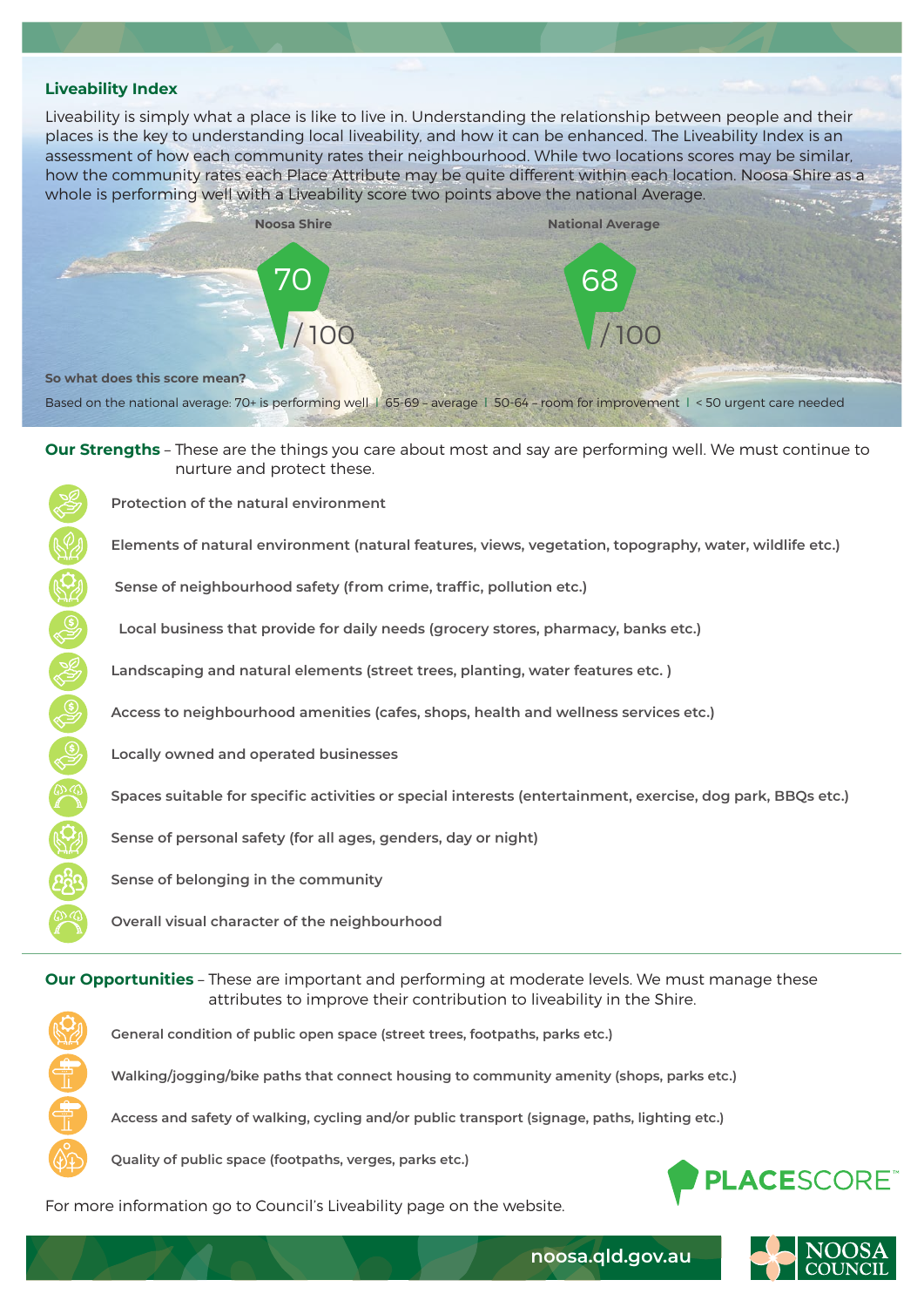## Liveability Index

Liveability is simply what a place is like to live in. Understanding the relationship between people and their places is the key to understanding local liveability, and how it can be enhanced. The Liveability Index is an assessment of how each community rates their neighbourhood. While two locations scores may be similar, how the community rates each Place Attribute may be quite different within each location. Noosa Shire as a whole is performing well with a Liveability score two points above the national Average.

Noosa Shire

70 /100

National Average

68 /100

**So what does this score mean?**

Based on the national average: 70+ is performing well | 65-69 – average | 50-64 – room for improvement | < 50 urgent care needed

**Our Strengths** – These are the things you care about most and say are performing well. We must continue to nurture and protect these.

- Protection of the natural environment
- Elements of natural environment (natural features, views, vegetation, topography, water, wildlife etc.)
- Sense of neighbourhood safety (from crime, traffic, pollution etc.)
- Local business that provide for daily needs (grocery stores, pharmacy, banks etc.)
- Landscaping and natural elements (street trees, planting, water features etc. )
- Access to neighbourhood amenities (cafes, shops, health and wellness services etc.)
- Locally owned and operated businesses
- Spaces suitable for specific activities or special interests (entertainment, exercise, dog park, BBQs etc.)
- Sense of personal safety (for all ages, genders, day or night)
- Sense of belonging in the community
- Overall visual character of the neighbourhood

**Our Opportunities** – These are important and performing at moderate levels. We must manage these attributes to improve their contribution to liveability in the Shire.

- General condition of public open space (street trees, footpaths, parks etc.)
- Walking/jogging/bike paths that connect housing to community amenity (shops, parks etc.)
- Access and safety of walking, cycling and/or public transport (signage, paths, lighting etc.)
- Quality of public space (footpaths, verges, parks etc.)

PLACESCORE™

For more information go to Council's Liveability page on the website.

noosa.qld.gov.au

NOOSA COUNCIL